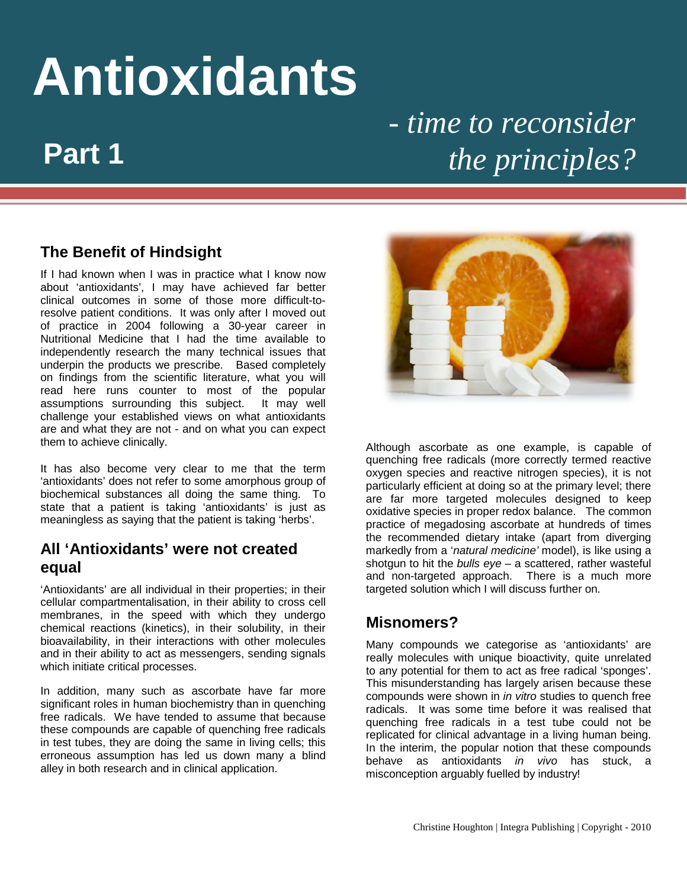# Antioxidants

## Part 1

*- time to reconsider the principles?*

## The Benefit of Hindsight

If I had known when I was in practice what I know now about 'antioxidants', I may have achieved far better clinical outcomes in some of those more difficult-to-resolve patient conditions. It was only after I moved out of practice in 2004 following a 30-year career in Nutritional Medicine that I had the time available to independently research the many technical issues that underpin the products we prescribe. Based completely on findings from the scientific literature, what you will read here runs counter to most of the popular assumptions surrounding this subject. It may well challenge your established views on what antioxidants are and what they are not - and on what you can expect them to achieve clinically.

It has also become very clear to me that the term 'antioxidants' does not refer to some amorphous group of biochemical substances all doing the same thing. To state that a patient is taking 'antioxidants' is just as meaningless as saying that the patient is taking 'herbs'.

## All 'Antioxidants' were not created equal

'Antioxidants' are all individual in their properties; in their cellular compartmentalisation, in their ability to cross cell membranes, in the speed with which they undergo chemical reactions (kinetics), in their solubility, in their bioavailability, in their interactions with other molecules and in their ability to act as messengers, sending signals which initiate critical processes.

In addition, many such as ascorbate have far more significant roles in human biochemistry than in quenching free radicals. We have tended to assume that because these compounds are capable of quenching free radicals in test tubes, they are doing the same in living cells; this erroneous assumption has led us down many a blind alley in both research and in clinical application.

Although ascorbate as one example, is capable of quenching free radicals (more correctly termed reactive oxygen species and reactive nitrogen species), it is not particularly efficient at doing so at the primary level; there are far more targeted molecules designed to keep oxidative species in proper redox balance. The common practice of megadosing ascorbate at hundreds of times the recommended dietary intake (apart from diverging markedly from a '*natural medicine'* model), is like using a shotgun to hit the *bulls eye* – a scattered, rather wasteful and non-targeted approach. There is a much more targeted solution which I will discuss further on.

## Misnomers?

Many compounds we categorise as 'antioxidants' are really molecules with unique bioactivity, quite unrelated to any potential for them to act as free radical 'sponges'. This misunderstanding has largely arisen because these compounds were shown in *in vitro* studies to quench free radicals. It was some time before it was realised that quenching free radicals in a test tube could not be replicated for clinical advantage in a living human being. In the interim, the popular notion that these compounds behave as antioxidants *in vivo* has stuck, a misconception arguably fuelled by industry!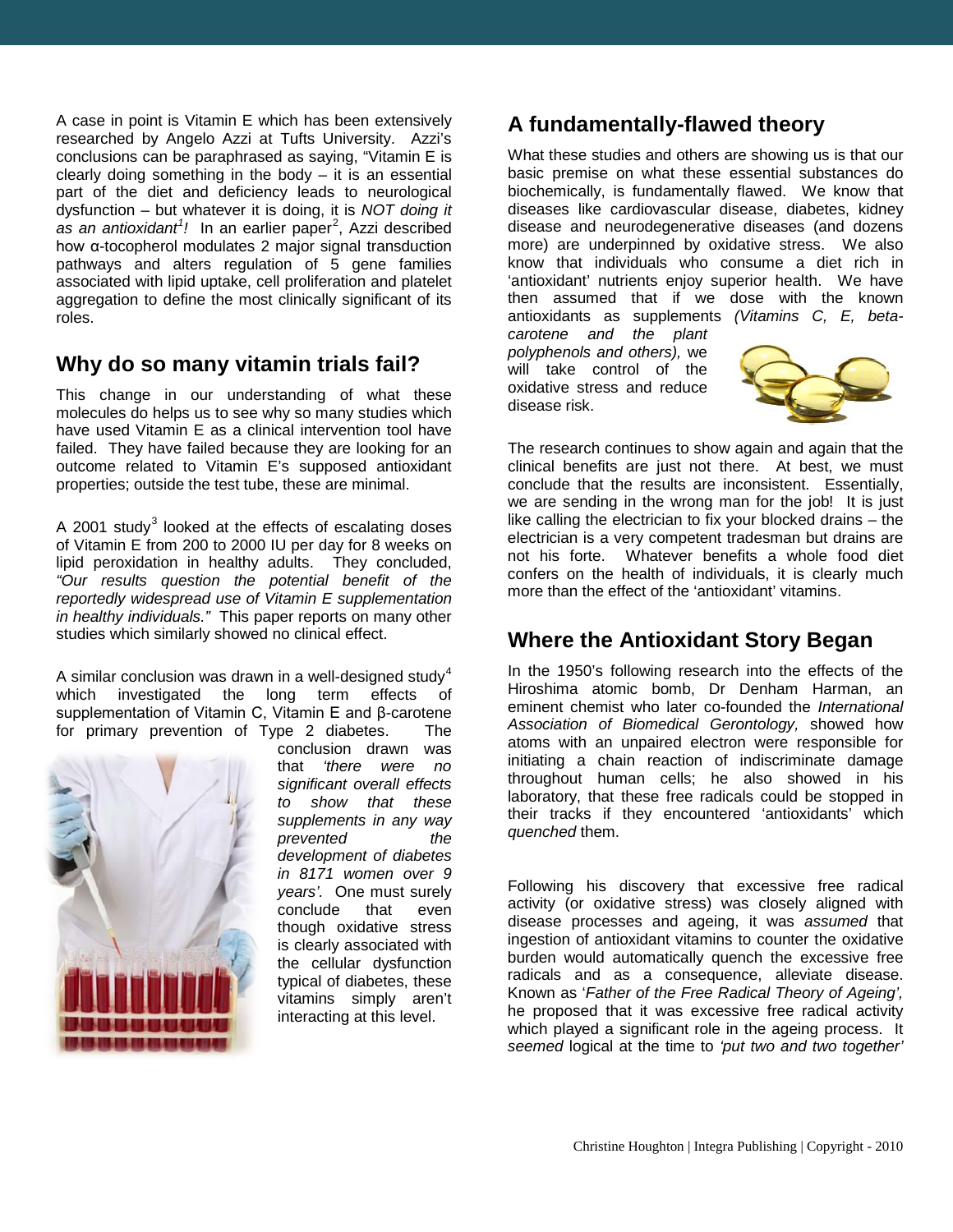A case in point is Vitamin E which has been extensively researched by Angelo Azzi at Tufts University. Azzi's conclusions can be paraphrased as saying, "Vitamin E is clearly doing something in the body – it is an essential part of the diet and deficiency leads to neurological dysfunction – but whatever it is doing, it is *NOT doing it as an antioxidant*[1]*!* In an earlier paper[2], Azzi described how α-tocopherol modulates 2 major signal transduction pathways and alters regulation of 5 gene families associated with lipid uptake, cell proliferation and platelet aggregation to define the most clinically significant of its roles.

## Why do so many vitamin trials fail?

This change in our understanding of what these molecules do helps us to see why so many studies which have used Vitamin E as a clinical intervention tool have failed. They have failed because they are looking for an outcome related to Vitamin E's supposed antioxidant properties; outside the test tube, these are minimal.

A 2001 study[3] looked at the effects of escalating doses of Vitamin E from 200 to 2000 IU per day for 8 weeks on lipid peroxidation in healthy adults. They concluded, *"Our results question the potential benefit of the reportedly widespread use of Vitamin E supplementation in healthy individuals."* This paper reports on many other studies which similarly showed no clinical effect.

A similar conclusion was drawn in a well-designed study[4] which investigated the long term effects of supplementation of Vitamin C, Vitamin E and β-carotene for primary prevention of Type 2 diabetes. The conclusion drawn was that *'there were no significant overall effects to show that these supplements in any way prevented the development of diabetes in 8171 women over 9 years'.* One must surely conclude that even though oxidative stress is clearly associated with the cellular dysfunction typical of diabetes, these vitamins simply aren't interacting at this level.

## A fundamentally-flawed theory

What these studies and others are showing us is that our basic premise on what these essential substances do biochemically, is fundamentally flawed. We know that diseases like cardiovascular disease, diabetes, kidney disease and neurodegenerative diseases (and dozens more) are underpinned by oxidative stress. We also know that individuals who consume a diet rich in 'antioxidant' nutrients enjoy superior health. We have then assumed that if we dose with the known antioxidants as supplements *(Vitamins C, E, beta-carotene and the plant polyphenols and others),* we will take control of the oxidative stress and reduce disease risk.

The research continues to show again and again that the clinical benefits are just not there. At best, we must conclude that the results are inconsistent. Essentially, we are sending in the wrong man for the job! It is just like calling the electrician to fix your blocked drains – the electrician is a very competent tradesman but drains are not his forte. Whatever benefits a whole food diet confers on the health of individuals, it is clearly much more than the effect of the 'antioxidant' vitamins.

## Where the Antioxidant Story Began

In the 1950's following research into the effects of the Hiroshima atomic bomb, Dr Denham Harman, an eminent chemist who later co-founded the *International Association of Biomedical Gerontology,* showed how atoms with an unpaired electron were responsible for initiating a chain reaction of indiscriminate damage throughout human cells; he also showed in his laboratory, that these free radicals could be stopped in their tracks if they encountered 'antioxidants' which *quenched* them.

Following his discovery that excessive free radical activity (or oxidative stress) was closely aligned with disease processes and ageing, it was *assumed* that ingestion of antioxidant vitamins to counter the oxidative burden would automatically quench the excessive free radicals and as a consequence, alleviate disease. Known as '*Father of the Free Radical Theory of Ageing',* he proposed that it was excessive free radical activity which played a significant role in the ageing process. It *seemed* logical at the time to *'put two and two together'*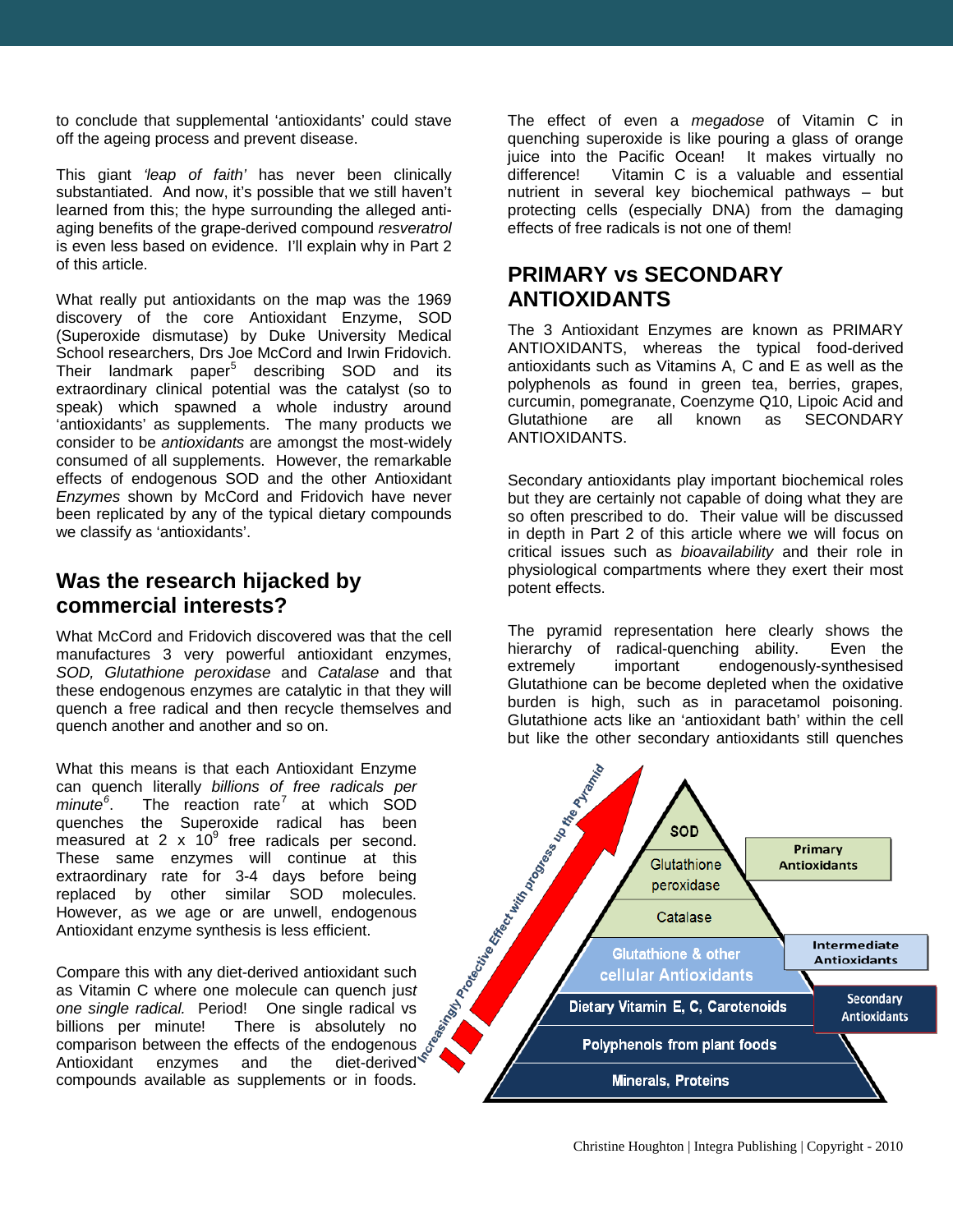to conclude that supplemental 'antioxidants' could stave off the ageing process and prevent disease.

This giant *'leap of faith'* has never been clinically substantiated. And now, it's possible that we still haven't learned from this; the hype surrounding the alleged anti-aging benefits of the grape-derived compound *resveratrol* is even less based on evidence. I'll explain why in Part 2 of this article.

What really put antioxidants on the map was the 1969 discovery of the core Antioxidant Enzyme, SOD (Superoxide dismutase) by Duke University Medical School researchers, Drs Joe McCord and Irwin Fridovich. Their landmark paper[5] describing SOD and its extraordinary clinical potential was the catalyst (so to speak) which spawned a whole industry around 'antioxidants' as supplements. The many products we consider to be *antioxidants* are amongst the most-widely consumed of all supplements. However, the remarkable effects of endogenous SOD and the other Antioxidant *Enzymes* shown by McCord and Fridovich have never been replicated by any of the typical dietary compounds we classify as 'antioxidants'.

## Was the research hijacked by commercial interests?

What McCord and Fridovich discovered was that the cell manufactures 3 very powerful antioxidant enzymes, *SOD, Glutathione peroxidase* and *Catalase* and that these endogenous enzymes are catalytic in that they will quench a free radical and then recycle themselves and quench another and another and so on.

What this means is that each Antioxidant Enzyme can quench literally *billions of free radicals per minute*[6]. The reaction rate[7] at which SOD quenches the Superoxide radical has been measured at $2 \times 10^9$ free radicals per second. These same enzymes will continue at this extraordinary rate for 3-4 days before being replaced by other similar SOD molecules. However, as we age or are unwell, endogenous Antioxidant enzyme synthesis is less efficient.

Compare this with any diet-derived antioxidant such as Vitamin C where one molecule can quench jus*t one single radical.* Period! One single radical vs billions per minute! There is absolutely no comparison between the effects of the endogenous Antioxidant enzymes and the diet-derived compounds available as supplements or in foods.

The effect of even a *megadose* of Vitamin C in quenching superoxide is like pouring a glass of orange juice into the Pacific Ocean! It makes virtually no difference! Vitamin C is a valuable and essential nutrient in several key biochemical pathways – but protecting cells (especially DNA) from the damaging effects of free radicals is not one of them!

## PRIMARY vs SECONDARY ANTIOXIDANTS

The 3 Antioxidant Enzymes are known as PRIMARY ANTIOXIDANTS, whereas the typical food-derived antioxidants such as Vitamins A, C and E as well as the polyphenols as found in green tea, berries, grapes, curcumin, pomegranate, Coenzyme Q10, Lipoic Acid and Glutathione are all known as SECONDARY ANTIOXIDANTS.

Secondary antioxidants play important biochemical roles but they are certainly not capable of doing what they are so often prescribed to do. Their value will be discussed in depth in Part 2 of this article where we will focus on critical issues such as *bioavailability* and their role in physiological compartments where they exert their most potent effects.

The pyramid representation here clearly shows the hierarchy of radical-quenching ability. Even the extremely important endogenously-synthesised Glutathione can be become depleted when the oxidative burden is high, such as in paracetamol poisoning. Glutathione acts like an 'antioxidant bath' within the cell but like the other secondary antioxidants still quenches

Increasingly Protective Effect with progress up the Pyramid

| Pyramid level | Classification |
|---|---|
| SOD | Primary Antioxidants |
| Glutathione peroxidase | Primary Antioxidants |
| Catalase | Primary Antioxidants |
| Glutathione & other cellular Antioxidants | Intermediate Antioxidants |
| Dietary Vitamin E, C, Carotenoids | Secondary Antioxidants |
| Polyphenols from plant foods | |
| Minerals, Proteins | |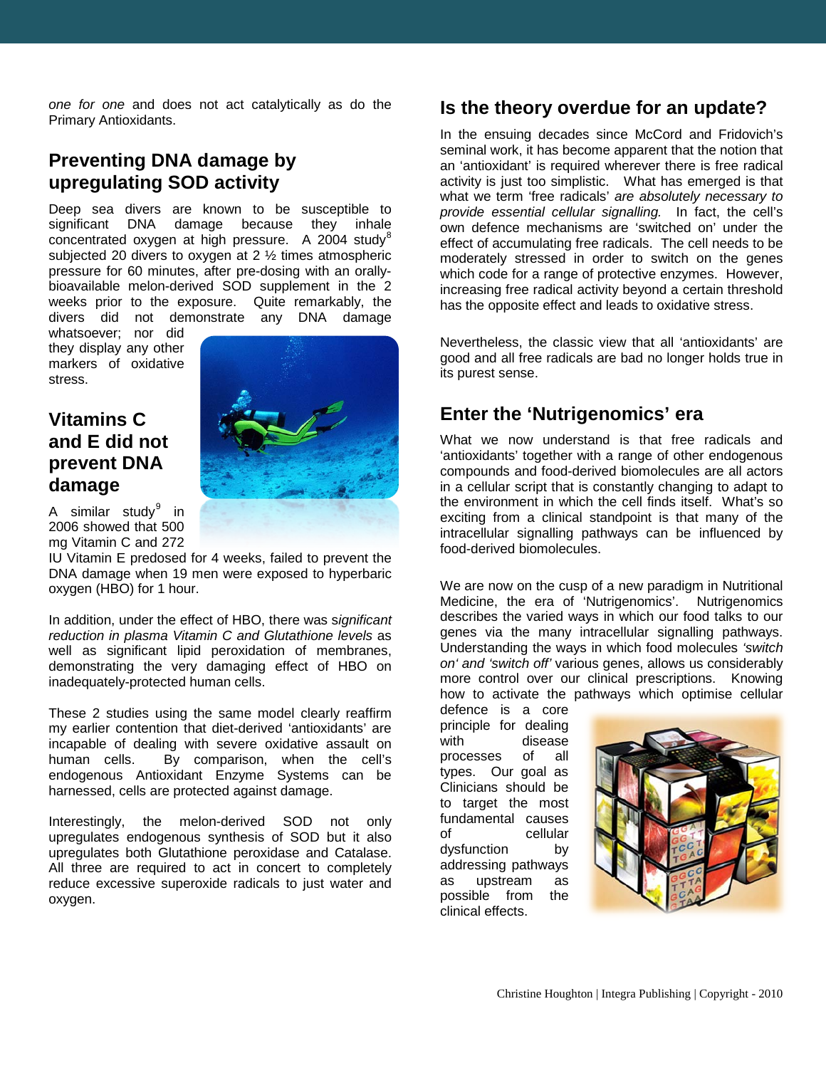*one for one* and does not act catalytically as do the Primary Antioxidants.

## Preventing DNA damage by upregulating SOD activity

Deep sea divers are known to be susceptible to significant DNA damage because they inhale concentrated oxygen at high pressure. A 2004 study[8] subjected 20 divers to oxygen at 2 ½ times atmospheric pressure for 60 minutes, after pre-dosing with an orally-bioavailable melon-derived SOD supplement in the 2 weeks prior to the exposure. Quite remarkably, the divers did not demonstrate any DNA damage whatsoever; nor did they display any other markers of oxidative stress.

## Vitamins C and E did not prevent DNA damage

A similar study[9] in 2006 showed that 500 mg Vitamin C and 272 IU Vitamin E predosed for 4 weeks, failed to prevent the DNA damage when 19 men were exposed to hyperbaric oxygen (HBO) for 1 hour.

In addition, under the effect of HBO, there was s*ignificant reduction in plasma Vitamin C and Glutathione levels* as well as significant lipid peroxidation of membranes, demonstrating the very damaging effect of HBO on inadequately-protected human cells.

These 2 studies using the same model clearly reaffirm my earlier contention that diet-derived 'antioxidants' are incapable of dealing with severe oxidative assault on human cells. By comparison, when the cell's endogenous Antioxidant Enzyme Systems can be harnessed, cells are protected against damage.

Interestingly, the melon-derived SOD not only upregulates endogenous synthesis of SOD but it also upregulates both Glutathione peroxidase and Catalase. All three are required to act in concert to completely reduce excessive superoxide radicals to just water and oxygen.

## Is the theory overdue for an update?

In the ensuing decades since McCord and Fridovich's seminal work, it has become apparent that the notion that an 'antioxidant' is required wherever there is free radical activity is just too simplistic. What has emerged is that what we term 'free radicals' *are absolutely necessary to provide essential cellular signalling.* In fact, the cell's own defence mechanisms are 'switched on' under the effect of accumulating free radicals. The cell needs to be moderately stressed in order to switch on the genes which code for a range of protective enzymes. However, increasing free radical activity beyond a certain threshold has the opposite effect and leads to oxidative stress.

Nevertheless, the classic view that all 'antioxidants' are good and all free radicals are bad no longer holds true in its purest sense.

## Enter the 'Nutrigenomics' era

What we now understand is that free radicals and 'antioxidants' together with a range of other endogenous compounds and food-derived biomolecules are all actors in a cellular script that is constantly changing to adapt to the environment in which the cell finds itself. What's so exciting from a clinical standpoint is that many of the intracellular signalling pathways can be influenced by food-derived biomolecules.

We are now on the cusp of a new paradigm in Nutritional Medicine, the era of 'Nutrigenomics'. Nutrigenomics describes the varied ways in which our food talks to our genes via the many intracellular signalling pathways. Understanding the ways in which food molecules *'switch on' and 'switch off'* various genes, allows us considerably more control over our clinical prescriptions. Knowing how to activate the pathways which optimise cellular defence is a core principle for dealing with disease processes of all types. Our goal as Clinicians should be to target the most fundamental causes of cellular dysfunction by addressing pathways as upstream as possible from the clinical effects.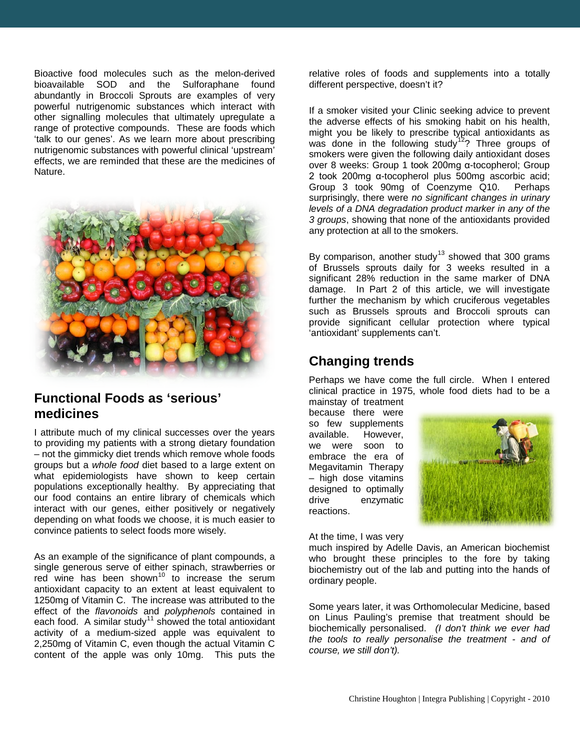Bioactive food molecules such as the melon-derived bioavailable SOD and the Sulforaphane found abundantly in Broccoli Sprouts are examples of very powerful nutrigenomic substances which interact with other signalling molecules that ultimately upregulate a range of protective compounds. These are foods which 'talk to our genes'. As we learn more about prescribing nutrigenomic substances with powerful clinical 'upstream' effects, we are reminded that these are the medicines of Nature.

## Functional Foods as 'serious' medicines

I attribute much of my clinical successes over the years to providing my patients with a strong dietary foundation – not the gimmicky diet trends which remove whole foods groups but a *whole food* diet based to a large extent on what epidemiologists have shown to keep certain populations exceptionally healthy. By appreciating that our food contains an entire library of chemicals which interact with our genes, either positively or negatively depending on what foods we choose, it is much easier to convince patients to select foods more wisely.

As an example of the significance of plant compounds, a single generous serve of either spinach, strawberries or red wine has been shown[10] to increase the serum antioxidant capacity to an extent at least equivalent to 1250mg of Vitamin C. The increase was attributed to the effect of the *flavonoids* and *polyphenols* contained in each food. A similar study[11] showed the total antioxidant activity of a medium-sized apple was equivalent to 2,250mg of Vitamin C, even though the actual Vitamin C content of the apple was only 10mg. This puts the relative roles of foods and supplements into a totally different perspective, doesn't it?

If a smoker visited your Clinic seeking advice to prevent the adverse effects of his smoking habit on his health, might you be likely to prescribe typical antioxidants as was done in the following study[12]? Three groups of smokers were given the following daily antioxidant doses over 8 weeks: Group 1 took 200mg α-tocopherol; Group 2 took 200mg α-tocopherol plus 500mg ascorbic acid; Group 3 took 90mg of Coenzyme Q10. Perhaps surprisingly, there were *no significant changes in urinary levels of a DNA degradation product marker in any of the 3 groups*, showing that none of the antioxidants provided any protection at all to the smokers.

By comparison, another study[13] showed that 300 grams of Brussels sprouts daily for 3 weeks resulted in a significant 28% reduction in the same marker of DNA damage. In Part 2 of this article, we will investigate further the mechanism by which cruciferous vegetables such as Brussels sprouts and Broccoli sprouts can provide significant cellular protection where typical 'antioxidant' supplements can't.

## Changing trends

Perhaps we have come the full circle. When I entered clinical practice in 1975, whole food diets had to be a mainstay of treatment because there were so few supplements available. However, we were soon to embrace the era of Megavitamin Therapy – high dose vitamins designed to optimally drive enzymatic reactions.

At the time, I was very much inspired by Adelle Davis, an American biochemist who brought these principles to the fore by taking biochemistry out of the lab and putting into the hands of ordinary people.

Some years later, it was Orthomolecular Medicine, based on Linus Pauling's premise that treatment should be biochemically personalised. *(I don't think we ever had the tools to really personalise the treatment - and of course, we still don't).*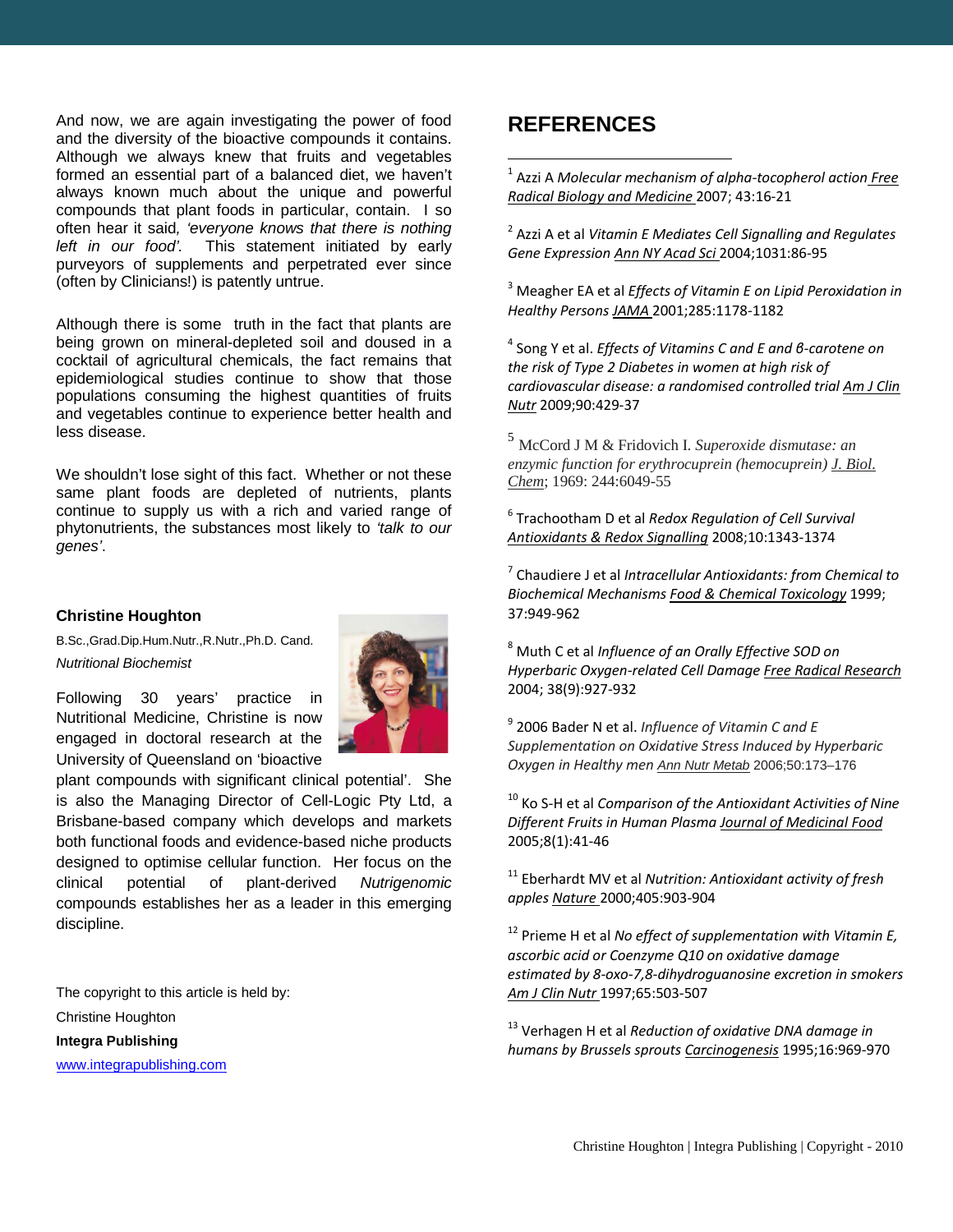And now, we are again investigating the power of food and the diversity of the bioactive compounds it contains. Although we always knew that fruits and vegetables formed an essential part of a balanced diet, we haven't always known much about the unique and powerful compounds that plant foods in particular, contain. I so often hear it said, *'everyone knows that there is nothing left in our food'.* This statement initiated by early purveyors of supplements and perpetrated ever since (often by Clinicians!) is patently untrue.

Although there is some truth in the fact that plants are being grown on mineral-depleted soil and doused in a cocktail of agricultural chemicals, the fact remains that epidemiological studies continue to show that those populations consuming the highest quantities of fruits and vegetables continue to experience better health and less disease.

We shouldn't lose sight of this fact. Whether or not these same plant foods are depleted of nutrients, plants continue to supply us with a rich and varied range of phytonutrients, the substances most likely to *'talk to our genes'*.

**Christine Houghton**

B.Sc.,Grad.Dip.Hum.Nutr.,R.Nutr.,Ph.D. Cand.

*Nutritional Biochemist*

Following 30 years' practice in Nutritional Medicine, Christine is now engaged in doctoral research at the University of Queensland on 'bioactive plant compounds with significant clinical potential'. She is also the Managing Director of Cell-Logic Pty Ltd, a Brisbane-based company which develops and markets both functional foods and evidence-based niche products designed to optimise cellular function. Her focus on the clinical potential of plant-derived *Nutrigenomic* compounds establishes her as a leader in this emerging discipline.

The copyright to this article is held by:

Christine Houghton

**Integra Publishing**

www.integrapublishing.com

## REFERENCES

[1] Azzi A *Molecular mechanism of alpha-tocopherol action* Free Radical Biology and Medicine 2007; 43:16-21

[2] Azzi A et al *Vitamin E Mediates Cell Signalling and Regulates Gene Expression* Ann NY Acad Sci 2004;1031:86-95

[3] Meagher EA et al *Effects of Vitamin E on Lipid Peroxidation in Healthy Persons* JAMA 2001;285:1178-1182

[4] Song Y et al. *Effects of Vitamins C and E and β-carotene on the risk of Type 2 Diabetes in women at high risk of cardiovascular disease: a randomised controlled trial* Am J Clin Nutr 2009;90:429-37

[5] McCord J M & Fridovich I. *Superoxide dismutase: an enzymic function for erythrocuprein (hemocuprein)* J. Biol. Chem; 1969: 244:6049-55

[6] Trachootham D et al *Redox Regulation of Cell Survival* Antioxidants & Redox Signalling 2008;10:1343-1374

[7] Chaudiere J et al *Intracellular Antioxidants: from Chemical to Biochemical Mechanisms* Food & Chemical Toxicology 1999; 37:949-962

[8] Muth C et al *Influence of an Orally Effective SOD on Hyperbaric Oxygen-related Cell Damage* Free Radical Research 2004; 38(9):927-932

[9] 2006 Bader N et al. *Influence of Vitamin C and E Supplementation on Oxidative Stress Induced by Hyperbaric Oxygen in Healthy men* Ann Nutr Metab 2006;50:173–176

[10] Ko S-H et al *Comparison of the Antioxidant Activities of Nine Different Fruits in Human Plasma* Journal of Medicinal Food 2005;8(1):41-46

[11] Eberhardt MV et al *Nutrition: Antioxidant activity of fresh apples* Nature 2000;405:903-904

[12] Prieme H et al *No effect of supplementation with Vitamin E, ascorbic acid or Coenzyme Q10 on oxidative damage estimated by 8-oxo-7,8-dihydroguanosine excretion in smokers* Am J Clin Nutr 1997;65:503-507

[13] Verhagen H et al *Reduction of oxidative DNA damage in humans by Brussels sprouts* Carcinogenesis 1995;16:969-970